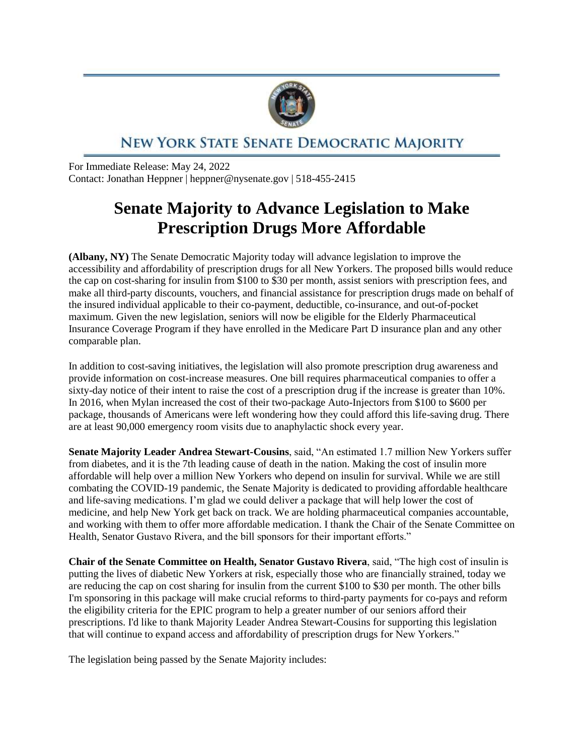NEW YORK STATE SENATE DEMOCRATIC MAJORITY

For Immediate Release: May 24, 2022
Contact: Jonathan Heppner | heppner@nysenate.gov | 518-455-2415

# Senate Majority to Advance Legislation to Make Prescription Drugs More Affordable

**(Albany, NY)** The Senate Democratic Majority today will advance legislation to improve the accessibility and affordability of prescription drugs for all New Yorkers. The proposed bills would reduce the cap on cost-sharing for insulin from $100 to $30 per month, assist seniors with prescription fees, and make all third-party discounts, vouchers, and financial assistance for prescription drugs made on behalf of the insured individual applicable to their co-payment, deductible, co-insurance, and out-of-pocket maximum. Given the new legislation, seniors will now be eligible for the Elderly Pharmaceutical Insurance Coverage Program if they have enrolled in the Medicare Part D insurance plan and any other comparable plan.

In addition to cost-saving initiatives, the legislation will also promote prescription drug awareness and provide information on cost-increase measures. One bill requires pharmaceutical companies to offer a sixty-day notice of their intent to raise the cost of a prescription drug if the increase is greater than 10%. In 2016, when Mylan increased the cost of their two-package Auto-Injectors from $100 to $600 per package, thousands of Americans were left wondering how they could afford this life-saving drug. There are at least 90,000 emergency room visits due to anaphylactic shock every year.

**Senate Majority Leader Andrea Stewart-Cousins**, said, "An estimated 1.7 million New Yorkers suffer from diabetes, and it is the 7th leading cause of death in the nation. Making the cost of insulin more affordable will help over a million New Yorkers who depend on insulin for survival. While we are still combating the COVID-19 pandemic, the Senate Majority is dedicated to providing affordable healthcare and life-saving medications. I'm glad we could deliver a package that will help lower the cost of medicine, and help New York get back on track. We are holding pharmaceutical companies accountable, and working with them to offer more affordable medication. I thank the Chair of the Senate Committee on Health, Senator Gustavo Rivera, and the bill sponsors for their important efforts."

**Chair of the Senate Committee on Health, Senator Gustavo Rivera**, said, "The high cost of insulin is putting the lives of diabetic New Yorkers at risk, especially those who are financially strained, today we are reducing the cap on cost sharing for insulin from the current $100 to $30 per month. The other bills I'm sponsoring in this package will make crucial reforms to third-party payments for co-pays and reform the eligibility criteria for the EPIC program to help a greater number of our seniors afford their prescriptions. I'd like to thank Majority Leader Andrea Stewart-Cousins for supporting this legislation that will continue to expand access and affordability of prescription drugs for New Yorkers."

The legislation being passed by the Senate Majority includes: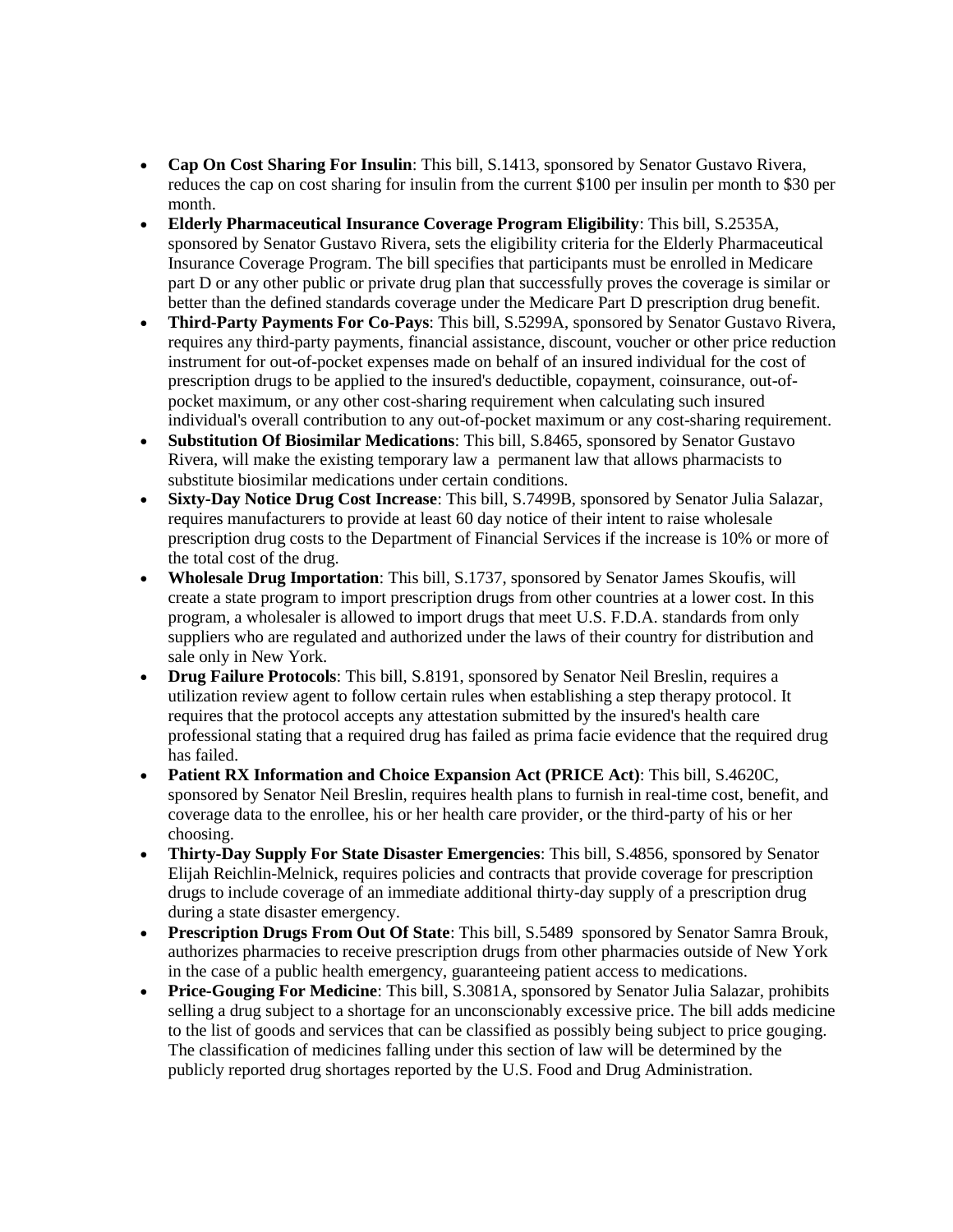- **Cap On Cost Sharing For Insulin**: This bill, S.1413, sponsored by Senator Gustavo Rivera, reduces the cap on cost sharing for insulin from the current $100 per insulin per month to $30 per month.
- **Elderly Pharmaceutical Insurance Coverage Program Eligibility**: This bill, S.2535A, sponsored by Senator Gustavo Rivera, sets the eligibility criteria for the Elderly Pharmaceutical Insurance Coverage Program. The bill specifies that participants must be enrolled in Medicare part D or any other public or private drug plan that successfully proves the coverage is similar or better than the defined standards coverage under the Medicare Part D prescription drug benefit.
- **Third-Party Payments For Co-Pays**: This bill, S.5299A, sponsored by Senator Gustavo Rivera, requires any third-party payments, financial assistance, discount, voucher or other price reduction instrument for out-of-pocket expenses made on behalf of an insured individual for the cost of prescription drugs to be applied to the insured's deductible, copayment, coinsurance, out-of-pocket maximum, or any other cost-sharing requirement when calculating such insured individual's overall contribution to any out-of-pocket maximum or any cost-sharing requirement.
- **Substitution Of Biosimilar Medications**: This bill, S.8465, sponsored by Senator Gustavo Rivera, will make the existing temporary law a permanent law that allows pharmacists to substitute biosimilar medications under certain conditions.
- **Sixty-Day Notice Drug Cost Increase**: This bill, S.7499B, sponsored by Senator Julia Salazar, requires manufacturers to provide at least 60 day notice of their intent to raise wholesale prescription drug costs to the Department of Financial Services if the increase is 10% or more of the total cost of the drug.
- **Wholesale Drug Importation**: This bill, S.1737, sponsored by Senator James Skoufis, will create a state program to import prescription drugs from other countries at a lower cost. In this program, a wholesaler is allowed to import drugs that meet U.S. F.D.A. standards from only suppliers who are regulated and authorized under the laws of their country for distribution and sale only in New York.
- **Drug Failure Protocols**: This bill, S.8191, sponsored by Senator Neil Breslin, requires a utilization review agent to follow certain rules when establishing a step therapy protocol. It requires that the protocol accepts any attestation submitted by the insured's health care professional stating that a required drug has failed as prima facie evidence that the required drug has failed.
- **Patient RX Information and Choice Expansion Act (PRICE Act)**: This bill, S.4620C, sponsored by Senator Neil Breslin, requires health plans to furnish in real-time cost, benefit, and coverage data to the enrollee, his or her health care provider, or the third-party of his or her choosing.
- **Thirty-Day Supply For State Disaster Emergencies**: This bill, S.4856, sponsored by Senator Elijah Reichlin-Melnick, requires policies and contracts that provide coverage for prescription drugs to include coverage of an immediate additional thirty-day supply of a prescription drug during a state disaster emergency.
- **Prescription Drugs From Out Of State**: This bill, S.5489 sponsored by Senator Samra Brouk, authorizes pharmacies to receive prescription drugs from other pharmacies outside of New York in the case of a public health emergency, guaranteeing patient access to medications.
- **Price-Gouging For Medicine**: This bill, S.3081A, sponsored by Senator Julia Salazar, prohibits selling a drug subject to a shortage for an unconscionably excessive price. The bill adds medicine to the list of goods and services that can be classified as possibly being subject to price gouging. The classification of medicines falling under this section of law will be determined by the publicly reported drug shortages reported by the U.S. Food and Drug Administration.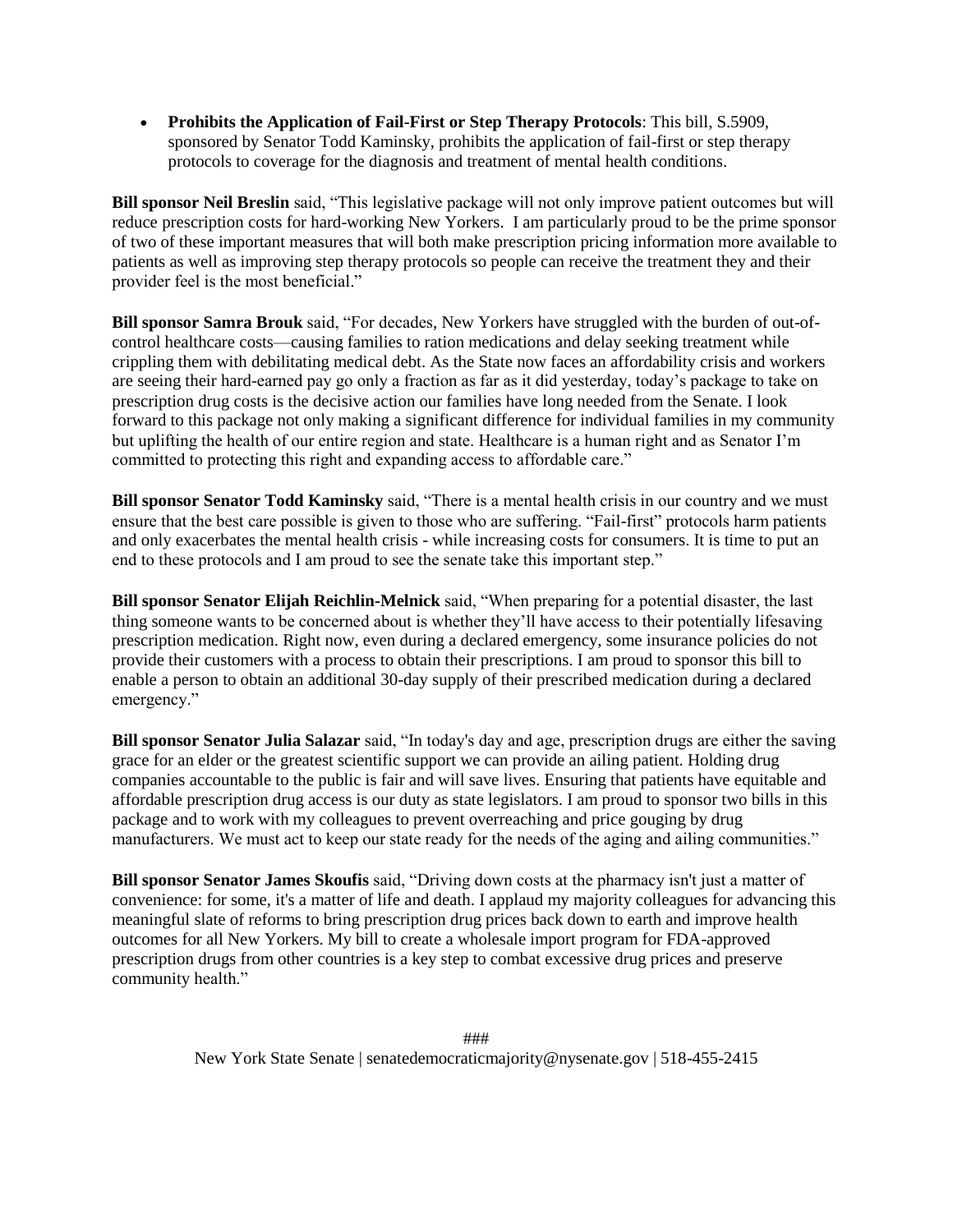- **Prohibits the Application of Fail-First or Step Therapy Protocols**: This bill, S.5909, sponsored by Senator Todd Kaminsky, prohibits the application of fail-first or step therapy protocols to coverage for the diagnosis and treatment of mental health conditions.

**Bill sponsor Neil Breslin** said, "This legislative package will not only improve patient outcomes but will reduce prescription costs for hard-working New Yorkers. I am particularly proud to be the prime sponsor of two of these important measures that will both make prescription pricing information more available to patients as well as improving step therapy protocols so people can receive the treatment they and their provider feel is the most beneficial."

**Bill sponsor Samra Brouk** said, "For decades, New Yorkers have struggled with the burden of out-of-control healthcare costs—causing families to ration medications and delay seeking treatment while crippling them with debilitating medical debt. As the State now faces an affordability crisis and workers are seeing their hard-earned pay go only a fraction as far as it did yesterday, today's package to take on prescription drug costs is the decisive action our families have long needed from the Senate. I look forward to this package not only making a significant difference for individual families in my community but uplifting the health of our entire region and state. Healthcare is a human right and as Senator I'm committed to protecting this right and expanding access to affordable care."

**Bill sponsor Senator Todd Kaminsky** said, "There is a mental health crisis in our country and we must ensure that the best care possible is given to those who are suffering. "Fail-first" protocols harm patients and only exacerbates the mental health crisis - while increasing costs for consumers. It is time to put an end to these protocols and I am proud to see the senate take this important step."

**Bill sponsor Senator Elijah Reichlin-Melnick** said, "When preparing for a potential disaster, the last thing someone wants to be concerned about is whether they'll have access to their potentially lifesaving prescription medication. Right now, even during a declared emergency, some insurance policies do not provide their customers with a process to obtain their prescriptions. I am proud to sponsor this bill to enable a person to obtain an additional 30-day supply of their prescribed medication during a declared emergency."

**Bill sponsor Senator Julia Salazar** said, "In today's day and age, prescription drugs are either the saving grace for an elder or the greatest scientific support we can provide an ailing patient. Holding drug companies accountable to the public is fair and will save lives. Ensuring that patients have equitable and affordable prescription drug access is our duty as state legislators. I am proud to sponsor two bills in this package and to work with my colleagues to prevent overreaching and price gouging by drug manufacturers. We must act to keep our state ready for the needs of the aging and ailing communities."

**Bill sponsor Senator James Skoufis** said, "Driving down costs at the pharmacy isn't just a matter of convenience: for some, it's a matter of life and death. I applaud my majority colleagues for advancing this meaningful slate of reforms to bring prescription drug prices back down to earth and improve health outcomes for all New Yorkers. My bill to create a wholesale import program for FDA-approved prescription drugs from other countries is a key step to combat excessive drug prices and preserve community health."

###

New York State Senate | senatedemocraticmajority@nysenate.gov | 518-455-2415